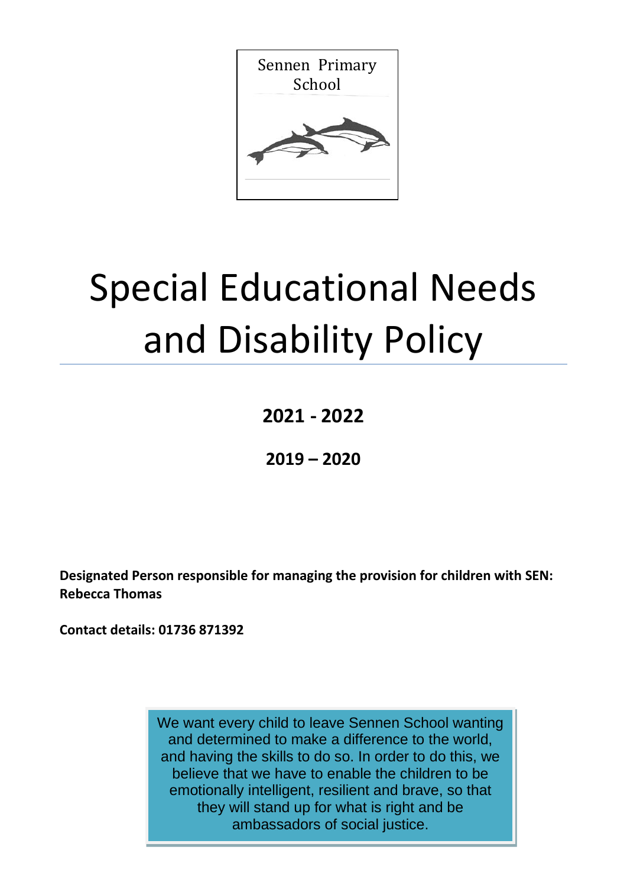Sennen Primary School

# Special Educational Needs and Disability Policy

**2021 - 2022**

**2019 – 2020**

**Designated Person responsible for managing the provision for children with SEN: Rebecca Thomas**

**Contact details: 01736 871392**

We want every child to leave Sennen School wanting and determined to make a difference to the world, and having the skills to do so. In order to do this, we believe that we have to enable the children to be emotionally intelligent, resilient and brave, so that they will stand up for what is right and be ambassadors of social justice.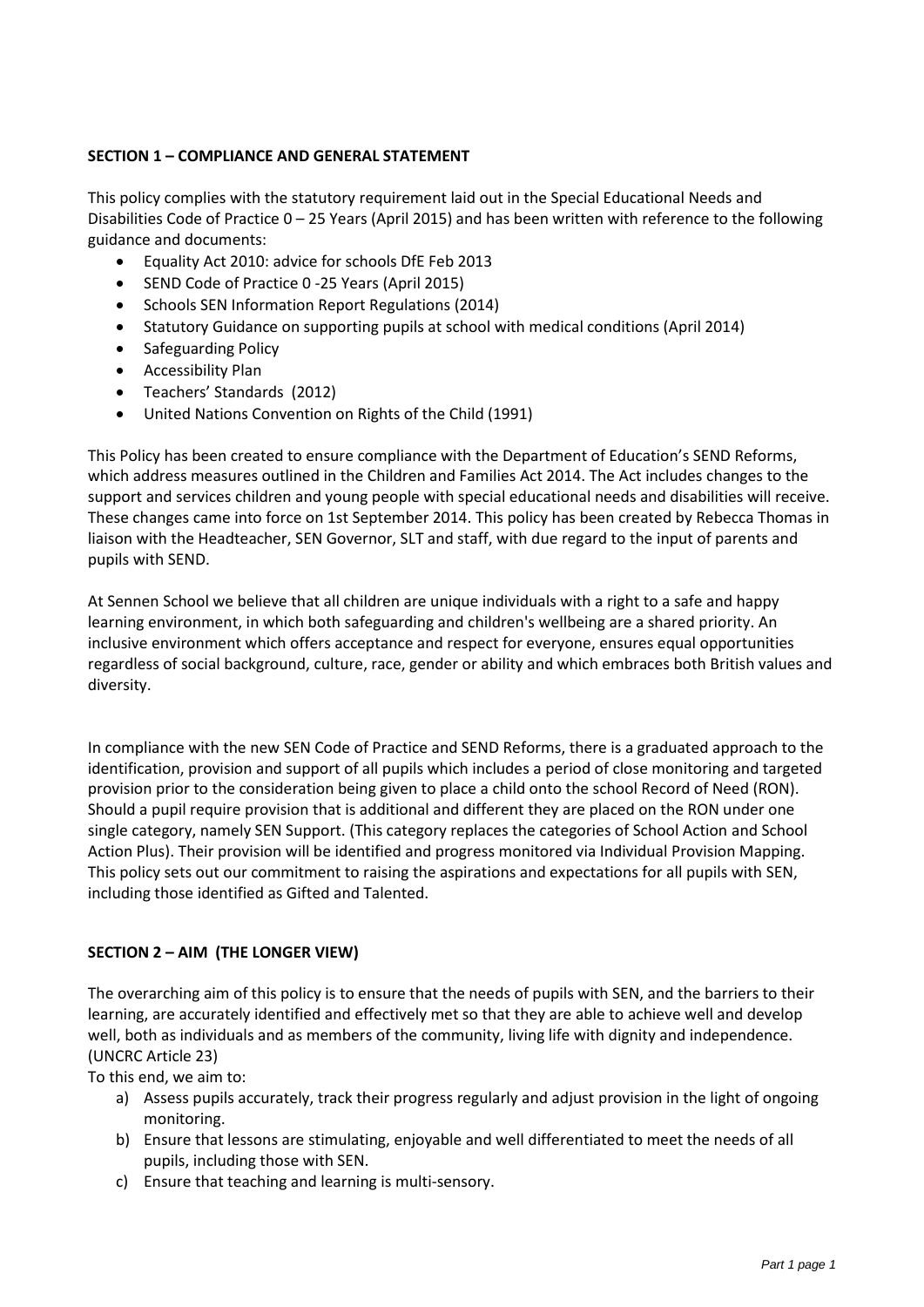**SECTION 1 – COMPLIANCE AND GENERAL STATEMENT**

This policy complies with the statutory requirement laid out in the Special Educational Needs and Disabilities Code of Practice 0 – 25 Years (April 2015) and has been written with reference to the following guidance and documents:

- Equality Act 2010: advice for schools DfE Feb 2013
- SEND Code of Practice 0 -25 Years (April 2015)
- Schools SEN Information Report Regulations (2014)
- Statutory Guidance on supporting pupils at school with medical conditions (April 2014)
- Safeguarding Policy
- Accessibility Plan
- Teachers' Standards (2012)
- United Nations Convention on Rights of the Child (1991)

This Policy has been created to ensure compliance with the Department of Education's SEND Reforms, which address measures outlined in the Children and Families Act 2014. The Act includes changes to the support and services children and young people with special educational needs and disabilities will receive. These changes came into force on 1st September 2014. This policy has been created by Rebecca Thomas in liaison with the Headteacher, SEN Governor, SLT and staff, with due regard to the input of parents and pupils with SEND.

At Sennen School we believe that all children are unique individuals with a right to a safe and happy learning environment, in which both safeguarding and children's wellbeing are a shared priority. An inclusive environment which offers acceptance and respect for everyone, ensures equal opportunities regardless of social background, culture, race, gender or ability and which embraces both British values and diversity.

In compliance with the new SEN Code of Practice and SEND Reforms, there is a graduated approach to the identification, provision and support of all pupils which includes a period of close monitoring and targeted provision prior to the consideration being given to place a child onto the school Record of Need (RON). Should a pupil require provision that is additional and different they are placed on the RON under one single category, namely SEN Support. (This category replaces the categories of School Action and School Action Plus). Their provision will be identified and progress monitored via Individual Provision Mapping. This policy sets out our commitment to raising the aspirations and expectations for all pupils with SEN, including those identified as Gifted and Talented.

**SECTION 2 – AIM (THE LONGER VIEW)**

The overarching aim of this policy is to ensure that the needs of pupils with SEN, and the barriers to their learning, are accurately identified and effectively met so that they are able to achieve well and develop well, both as individuals and as members of the community, living life with dignity and independence. (UNCRC Article 23)

To this end, we aim to:

a) Assess pupils accurately, track their progress regularly and adjust provision in the light of ongoing monitoring.
b) Ensure that lessons are stimulating, enjoyable and well differentiated to meet the needs of all pupils, including those with SEN.
c) Ensure that teaching and learning is multi-sensory.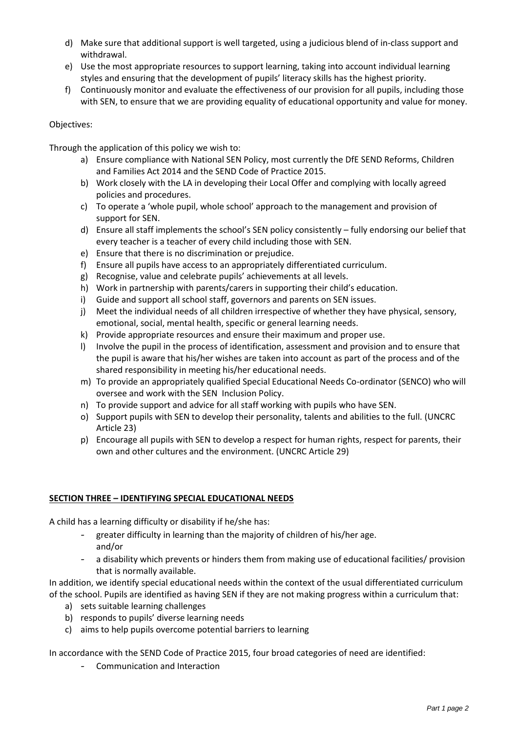d) Make sure that additional support is well targeted, using a judicious blend of in-class support and withdrawal.
e) Use the most appropriate resources to support learning, taking into account individual learning styles and ensuring that the development of pupils' literacy skills has the highest priority.
f) Continuously monitor and evaluate the effectiveness of our provision for all pupils, including those with SEN, to ensure that we are providing equality of educational opportunity and value for money.

Objectives:

Through the application of this policy we wish to:

a) Ensure compliance with National SEN Policy, most currently the DfE SEND Reforms, Children and Families Act 2014 and the SEND Code of Practice 2015.
b) Work closely with the LA in developing their Local Offer and complying with locally agreed policies and procedures.
c) To operate a 'whole pupil, whole school' approach to the management and provision of support for SEN.
d) Ensure all staff implements the school's SEN policy consistently – fully endorsing our belief that every teacher is a teacher of every child including those with SEN.
e) Ensure that there is no discrimination or prejudice.
f) Ensure all pupils have access to an appropriately differentiated curriculum.
g) Recognise, value and celebrate pupils' achievements at all levels.
h) Work in partnership with parents/carers in supporting their child's education.
i) Guide and support all school staff, governors and parents on SEN issues.
j) Meet the individual needs of all children irrespective of whether they have physical, sensory, emotional, social, mental health, specific or general learning needs.
k) Provide appropriate resources and ensure their maximum and proper use.
l) Involve the pupil in the process of identification, assessment and provision and to ensure that the pupil is aware that his/her wishes are taken into account as part of the process and of the shared responsibility in meeting his/her educational needs.
m) To provide an appropriately qualified Special Educational Needs Co-ordinator (SENCO) who will oversee and work with the SEN Inclusion Policy.
n) To provide support and advice for all staff working with pupils who have SEN.
o) Support pupils with SEN to develop their personality, talents and abilities to the full. (UNCRC Article 23)
p) Encourage all pupils with SEN to develop a respect for human rights, respect for parents, their own and other cultures and the environment. (UNCRC Article 29)

## SECTION THREE – IDENTIFYING SPECIAL EDUCATIONAL NEEDS

A child has a learning difficulty or disability if he/she has:

- greater difficulty in learning than the majority of children of his/her age.
  and/or
- a disability which prevents or hinders them from making use of educational facilities/ provision that is normally available.

In addition, we identify special educational needs within the context of the usual differentiated curriculum of the school. Pupils are identified as having SEN if they are not making progress within a curriculum that:

a) sets suitable learning challenges
b) responds to pupils' diverse learning needs
c) aims to help pupils overcome potential barriers to learning

In accordance with the SEND Code of Practice 2015, four broad categories of need are identified:

- Communication and Interaction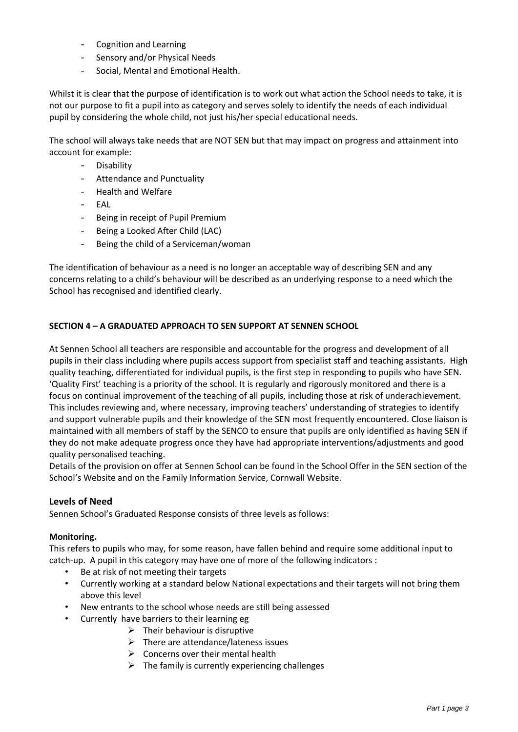- Cognition and Learning
- Sensory and/or Physical Needs
- Social, Mental and Emotional Health.

Whilst it is clear that the purpose of identification is to work out what action the School needs to take, it is not our purpose to fit a pupil into as category and serves solely to identify the needs of each individual pupil by considering the whole child, not just his/her special educational needs.

The school will always take needs that are NOT SEN but that may impact on progress and attainment into account for example:

- Disability
- Attendance and Punctuality
- Health and Welfare
- EAL
- Being in receipt of Pupil Premium
- Being a Looked After Child (LAC)
- Being the child of a Serviceman/woman

The identification of behaviour as a need is no longer an acceptable way of describing SEN and any concerns relating to a child's behaviour will be described as an underlying response to a need which the School has recognised and identified clearly.

**SECTION 4 – A GRADUATED APPROACH TO SEN SUPPORT AT SENNEN SCHOOL**

At Sennen School all teachers are responsible and accountable for the progress and development of all pupils in their class including where pupils access support from specialist staff and teaching assistants. High quality teaching, differentiated for individual pupils, is the first step in responding to pupils who have SEN. 'Quality First' teaching is a priority of the school. It is regularly and rigorously monitored and there is a focus on continual improvement of the teaching of all pupils, including those at risk of underachievement. This includes reviewing and, where necessary, improving teachers' understanding of strategies to identify and support vulnerable pupils and their knowledge of the SEN most frequently encountered. Close liaison is maintained with all members of staff by the SENCO to ensure that pupils are only identified as having SEN if they do not make adequate progress once they have had appropriate interventions/adjustments and good quality personalised teaching.
Details of the provision on offer at Sennen School can be found in the School Offer in the SEN section of the School's Website and on the Family Information Service, Cornwall Website.

## Levels of Need

Sennen School's Graduated Response consists of three levels as follows:

**Monitoring.**
This refers to pupils who may, for some reason, have fallen behind and require some additional input to catch-up. A pupil in this category may have one of more of the following indicators :

- Be at risk of not meeting their targets
- Currently working at a standard below National expectations and their targets will not bring them above this level
- New entrants to the school whose needs are still being assessed
- Currently have barriers to their learning eg
  - Their behaviour is disruptive
  - There are attendance/lateness issues
  - Concerns over their mental health
  - The family is currently experiencing challenges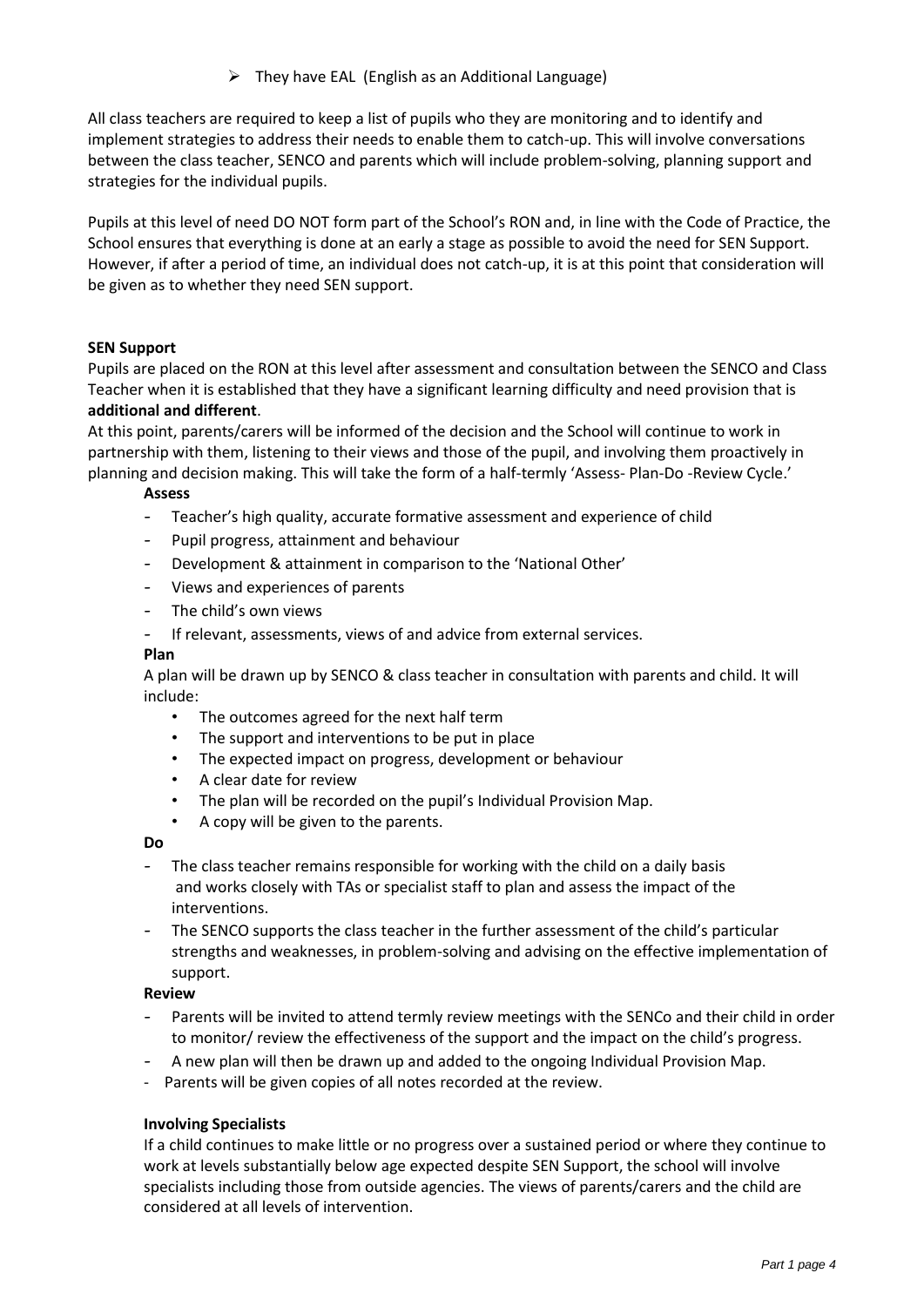- They have EAL (English as an Additional Language)

All class teachers are required to keep a list of pupils who they are monitoring and to identify and implement strategies to address their needs to enable them to catch-up. This will involve conversations between the class teacher, SENCO and parents which will include problem-solving, planning support and strategies for the individual pupils.

Pupils at this level of need DO NOT form part of the School's RON and, in line with the Code of Practice, the School ensures that everything is done at an early a stage as possible to avoid the need for SEN Support. However, if after a period of time, an individual does not catch-up, it is at this point that consideration will be given as to whether they need SEN support.

**SEN Support**

Pupils are placed on the RON at this level after assessment and consultation between the SENCO and Class Teacher when it is established that they have a significant learning difficulty and need provision that is **additional and different**.

At this point, parents/carers will be informed of the decision and the School will continue to work in partnership with them, listening to their views and those of the pupil, and involving them proactively in planning and decision making. This will take the form of a half-termly 'Assess- Plan-Do -Review Cycle.'

**Assess**

- Teacher's high quality, accurate formative assessment and experience of child
- Pupil progress, attainment and behaviour
- Development & attainment in comparison to the 'National Other'
- Views and experiences of parents
- The child's own views
- If relevant, assessments, views of and advice from external services.

**Plan**

A plan will be drawn up by SENCO & class teacher in consultation with parents and child. It will include:

- The outcomes agreed for the next half term
- The support and interventions to be put in place
- The expected impact on progress, development or behaviour
- A clear date for review
- The plan will be recorded on the pupil's Individual Provision Map.
- A copy will be given to the parents.

**Do**

- The class teacher remains responsible for working with the child on a daily basis and works closely with TAs or specialist staff to plan and assess the impact of the interventions.
- The SENCO supports the class teacher in the further assessment of the child's particular strengths and weaknesses, in problem-solving and advising on the effective implementation of support.

**Review**

- Parents will be invited to attend termly review meetings with the SENCo and their child in order to monitor/ review the effectiveness of the support and the impact on the child's progress.
- A new plan will then be drawn up and added to the ongoing Individual Provision Map.
- Parents will be given copies of all notes recorded at the review.

**Involving Specialists**

If a child continues to make little or no progress over a sustained period or where they continue to work at levels substantially below age expected despite SEN Support, the school will involve specialists including those from outside agencies. The views of parents/carers and the child are considered at all levels of intervention.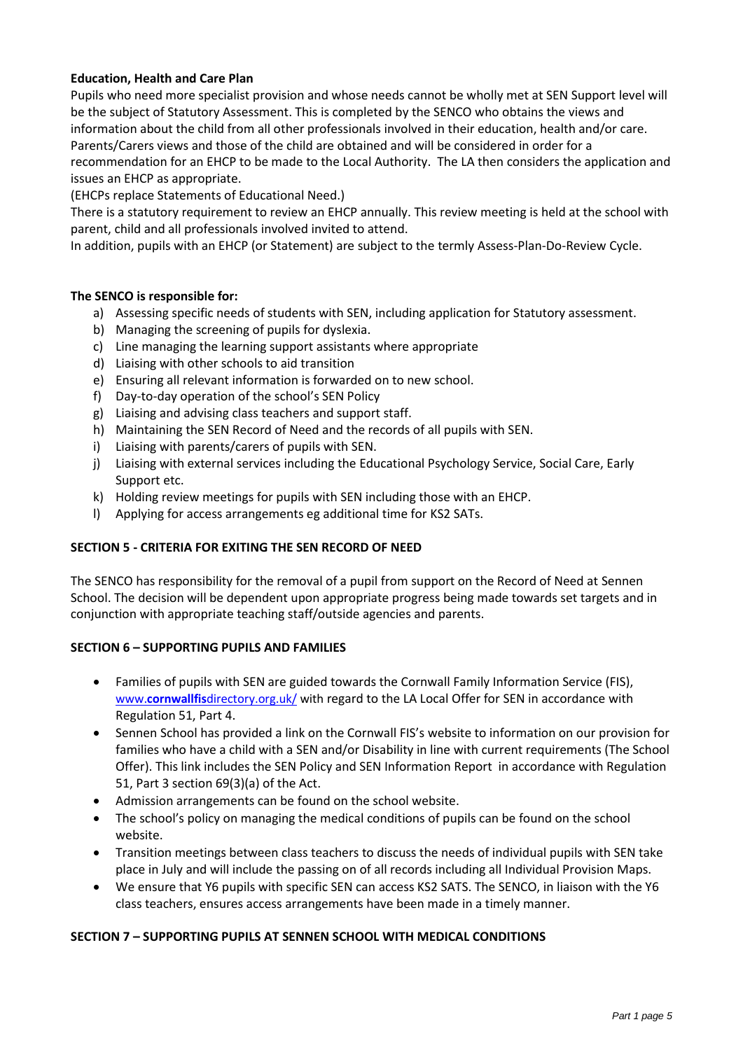**Education, Health and Care Plan**

Pupils who need more specialist provision and whose needs cannot be wholly met at SEN Support level will be the subject of Statutory Assessment. This is completed by the SENCO who obtains the views and information about the child from all other professionals involved in their education, health and/or care. Parents/Carers views and those of the child are obtained and will be considered in order for a recommendation for an EHCP to be made to the Local Authority. The LA then considers the application and issues an EHCP as appropriate.

(EHCPs replace Statements of Educational Need.)

There is a statutory requirement to review an EHCP annually. This review meeting is held at the school with parent, child and all professionals involved invited to attend.

In addition, pupils with an EHCP (or Statement) are subject to the termly Assess-Plan-Do-Review Cycle.

**The SENCO is responsible for:**

a) Assessing specific needs of students with SEN, including application for Statutory assessment.
b) Managing the screening of pupils for dyslexia.
c) Line managing the learning support assistants where appropriate
d) Liaising with other schools to aid transition
e) Ensuring all relevant information is forwarded on to new school.
f) Day-to-day operation of the school's SEN Policy
g) Liaising and advising class teachers and support staff.
h) Maintaining the SEN Record of Need and the records of all pupils with SEN.
i) Liaising with parents/carers of pupils with SEN.
j) Liaising with external services including the Educational Psychology Service, Social Care, Early Support etc.
k) Holding review meetings for pupils with SEN including those with an EHCP.
l) Applying for access arrangements eg additional time for KS2 SATs.

**SECTION 5 - CRITERIA FOR EXITING THE SEN RECORD OF NEED**

The SENCO has responsibility for the removal of a pupil from support on the Record of Need at Sennen School. The decision will be dependent upon appropriate progress being made towards set targets and in conjunction with appropriate teaching staff/outside agencies and parents.

**SECTION 6 – SUPPORTING PUPILS AND FAMILIES**

- Families of pupils with SEN are guided towards the Cornwall Family Information Service (FIS), www.**cornwallfis**directory.org.uk/ with regard to the LA Local Offer for SEN in accordance with Regulation 51, Part 4.
- Sennen School has provided a link on the Cornwall FIS's website to information on our provision for families who have a child with a SEN and/or Disability in line with current requirements (The School Offer). This link includes the SEN Policy and SEN Information Report in accordance with Regulation 51, Part 3 section 69(3)(a) of the Act.
- Admission arrangements can be found on the school website.
- The school's policy on managing the medical conditions of pupils can be found on the school website.
- Transition meetings between class teachers to discuss the needs of individual pupils with SEN take place in July and will include the passing on of all records including all Individual Provision Maps.
- We ensure that Y6 pupils with specific SEN can access KS2 SATS. The SENCO, in liaison with the Y6 class teachers, ensures access arrangements have been made in a timely manner.

**SECTION 7 – SUPPORTING PUPILS AT SENNEN SCHOOL WITH MEDICAL CONDITIONS**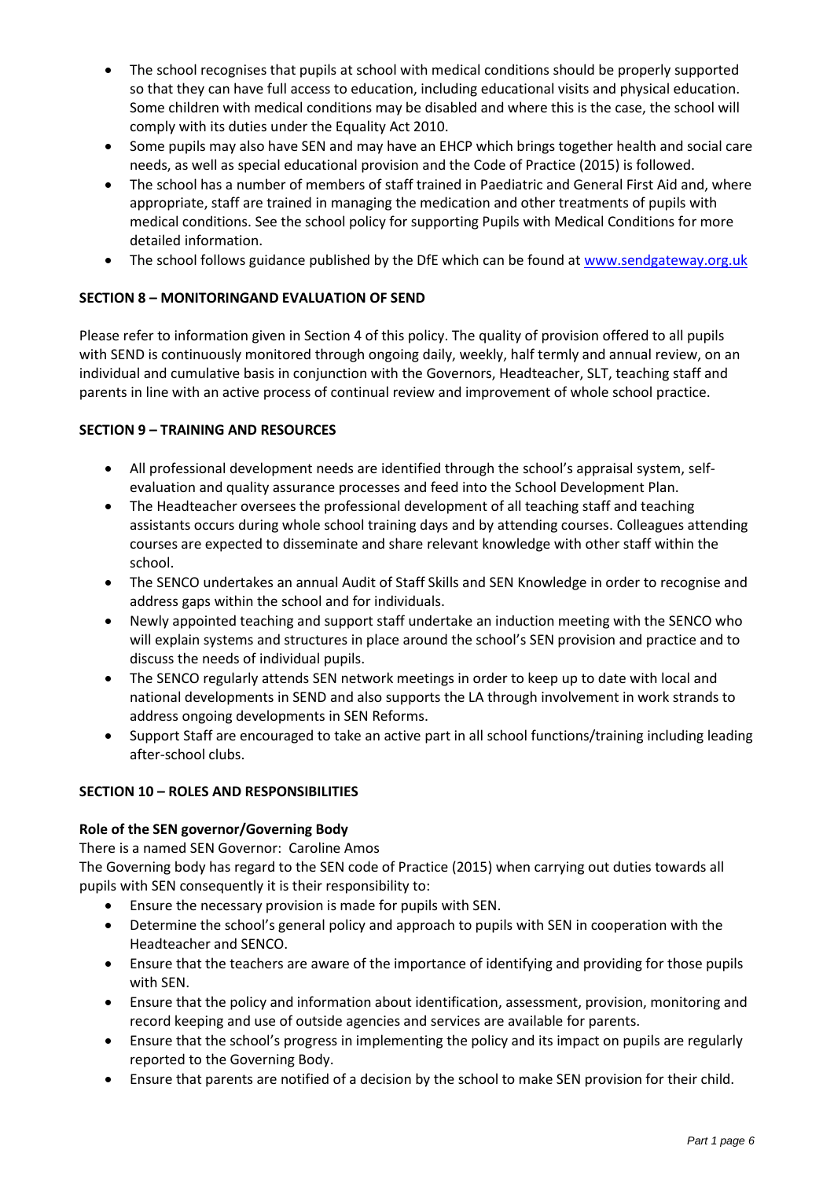- The school recognises that pupils at school with medical conditions should be properly supported so that they can have full access to education, including educational visits and physical education. Some children with medical conditions may be disabled and where this is the case, the school will comply with its duties under the Equality Act 2010.
- Some pupils may also have SEN and may have an EHCP which brings together health and social care needs, as well as special educational provision and the Code of Practice (2015) is followed.
- The school has a number of members of staff trained in Paediatric and General First Aid and, where appropriate, staff are trained in managing the medication and other treatments of pupils with medical conditions. See the school policy for supporting Pupils with Medical Conditions for more detailed information.
- The school follows guidance published by the DfE which can be found at www.sendgateway.org.uk

**SECTION 8 – MONITORINGAND EVALUATION OF SEND**

Please refer to information given in Section 4 of this policy. The quality of provision offered to all pupils with SEND is continuously monitored through ongoing daily, weekly, half termly and annual review, on an individual and cumulative basis in conjunction with the Governors, Headteacher, SLT, teaching staff and parents in line with an active process of continual review and improvement of whole school practice.

**SECTION 9 – TRAINING AND RESOURCES**

- All professional development needs are identified through the school's appraisal system, self-evaluation and quality assurance processes and feed into the School Development Plan.
- The Headteacher oversees the professional development of all teaching staff and teaching assistants occurs during whole school training days and by attending courses. Colleagues attending courses are expected to disseminate and share relevant knowledge with other staff within the school.
- The SENCO undertakes an annual Audit of Staff Skills and SEN Knowledge in order to recognise and address gaps within the school and for individuals.
- Newly appointed teaching and support staff undertake an induction meeting with the SENCO who will explain systems and structures in place around the school's SEN provision and practice and to discuss the needs of individual pupils.
- The SENCO regularly attends SEN network meetings in order to keep up to date with local and national developments in SEND and also supports the LA through involvement in work strands to address ongoing developments in SEN Reforms.
- Support Staff are encouraged to take an active part in all school functions/training including leading after-school clubs.

**SECTION 10 – ROLES AND RESPONSIBILITIES**

**Role of the SEN governor/Governing Body**

There is a named SEN Governor: Caroline Amos

The Governing body has regard to the SEN code of Practice (2015) when carrying out duties towards all pupils with SEN consequently it is their responsibility to:

- Ensure the necessary provision is made for pupils with SEN.
- Determine the school's general policy and approach to pupils with SEN in cooperation with the Headteacher and SENCO.
- Ensure that the teachers are aware of the importance of identifying and providing for those pupils with SEN.
- Ensure that the policy and information about identification, assessment, provision, monitoring and record keeping and use of outside agencies and services are available for parents.
- Ensure that the school's progress in implementing the policy and its impact on pupils are regularly reported to the Governing Body.
- Ensure that parents are notified of a decision by the school to make SEN provision for their child.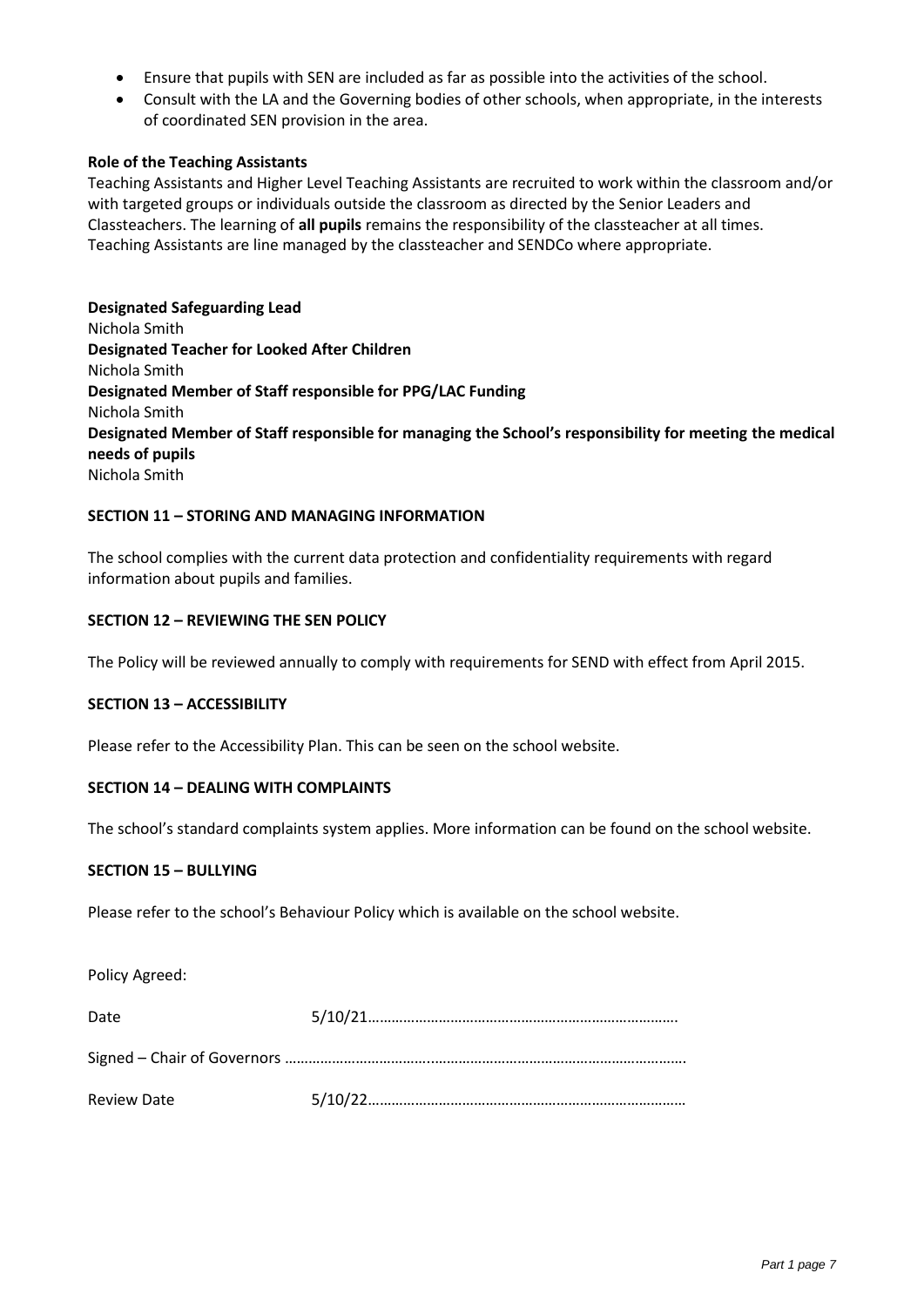- Ensure that pupils with SEN are included as far as possible into the activities of the school.
- Consult with the LA and the Governing bodies of other schools, when appropriate, in the interests of coordinated SEN provision in the area.

**Role of the Teaching Assistants**

Teaching Assistants and Higher Level Teaching Assistants are recruited to work within the classroom and/or with targeted groups or individuals outside the classroom as directed by the Senior Leaders and Classteachers. The learning of **all pupils** remains the responsibility of the classteacher at all times. Teaching Assistants are line managed by the classteacher and SENDCo where appropriate.

**Designated Safeguarding Lead**
Nichola Smith
**Designated Teacher for Looked After Children**
Nichola Smith
**Designated Member of Staff responsible for PPG/LAC Funding**
Nichola Smith
**Designated Member of Staff responsible for managing the School's responsibility for meeting the medical needs of pupils**
Nichola Smith

**SECTION 11 – STORING AND MANAGING INFORMATION**

The school complies with the current data protection and confidentiality requirements with regard information about pupils and families.

**SECTION 12 – REVIEWING THE SEN POLICY**

The Policy will be reviewed annually to comply with requirements for SEND with effect from April 2015.

**SECTION 13 – ACCESSIBILITY**

Please refer to the Accessibility Plan. This can be seen on the school website.

**SECTION 14 – DEALING WITH COMPLAINTS**

The school's standard complaints system applies. More information can be found on the school website.

**SECTION 15 – BULLYING**

Please refer to the school's Behaviour Policy which is available on the school website.

Policy Agreed:

Date 5/10/21……………………………………………………………………

Signed – Chair of Governors ……………………………………………………………………………………

Review Date 5/10/22……………………………………………………………………